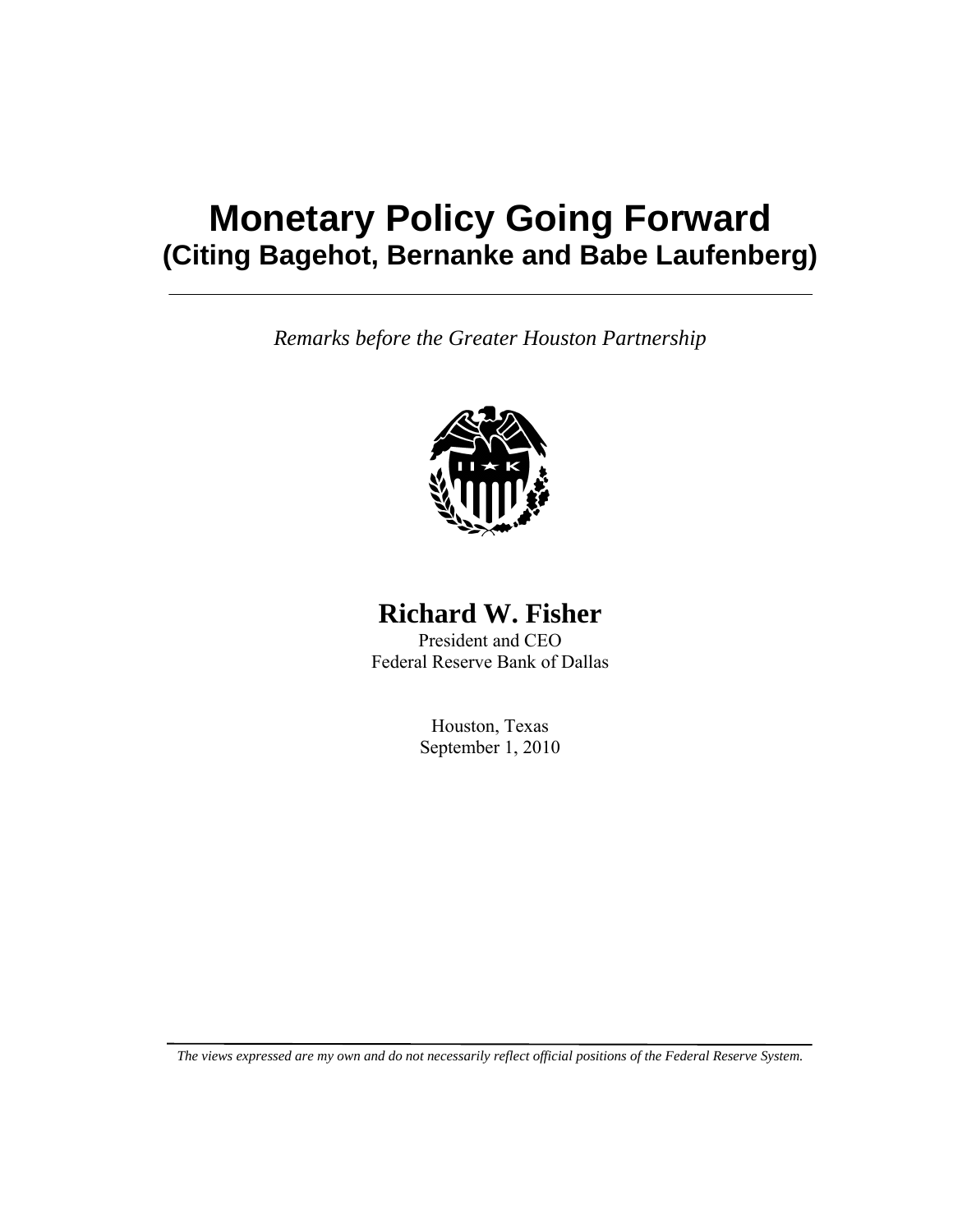# Monetary Policy Going Forward
## (Citing Bagehot, Bernanke and Babe Laufenberg)

---

*Remarks before the Greater Houston Partnership*

**Richard W. Fisher**

President and CEO

Federal Reserve Bank of Dallas

Houston, Texas

September 1, 2010

---

*The views expressed are my own and do not necessarily reflect official positions of the Federal Reserve System.*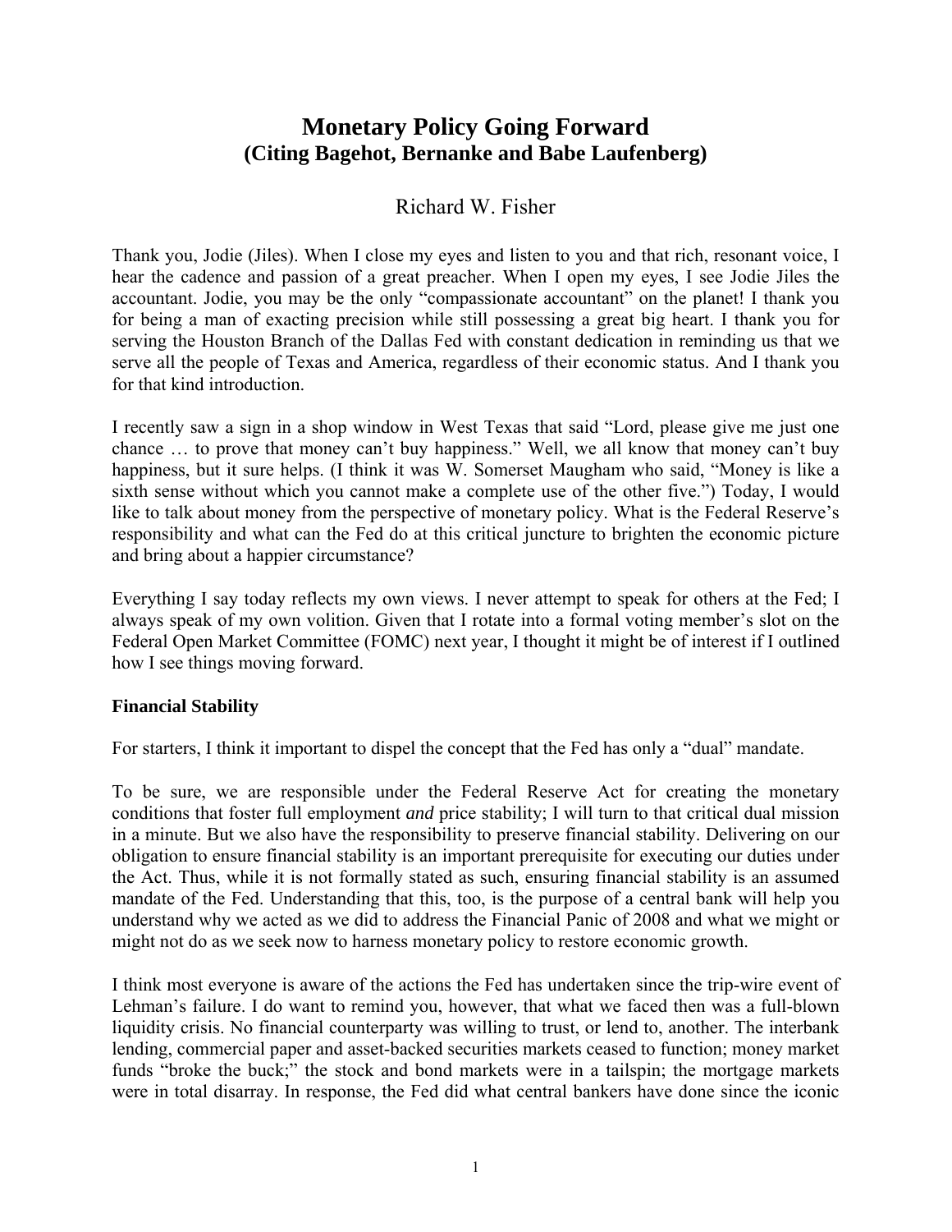# Monetary Policy Going Forward
## (Citing Bagehot, Bernanke and Babe Laufenberg)

Richard W. Fisher

Thank you, Jodie (Jiles). When I close my eyes and listen to you and that rich, resonant voice, I hear the cadence and passion of a great preacher. When I open my eyes, I see Jodie Jiles the accountant. Jodie, you may be the only "compassionate accountant" on the planet! I thank you for being a man of exacting precision while still possessing a great big heart. I thank you for serving the Houston Branch of the Dallas Fed with constant dedication in reminding us that we serve all the people of Texas and America, regardless of their economic status. And I thank you for that kind introduction.

I recently saw a sign in a shop window in West Texas that said "Lord, please give me just one chance … to prove that money can't buy happiness." Well, we all know that money can't buy happiness, but it sure helps. (I think it was W. Somerset Maugham who said, "Money is like a sixth sense without which you cannot make a complete use of the other five.") Today, I would like to talk about money from the perspective of monetary policy. What is the Federal Reserve's responsibility and what can the Fed do at this critical juncture to brighten the economic picture and bring about a happier circumstance?

Everything I say today reflects my own views. I never attempt to speak for others at the Fed; I always speak of my own volition. Given that I rotate into a formal voting member's slot on the Federal Open Market Committee (FOMC) next year, I thought it might be of interest if I outlined how I see things moving forward.

**Financial Stability**

For starters, I think it important to dispel the concept that the Fed has only a "dual" mandate.

To be sure, we are responsible under the Federal Reserve Act for creating the monetary conditions that foster full employment *and* price stability; I will turn to that critical dual mission in a minute. But we also have the responsibility to preserve financial stability. Delivering on our obligation to ensure financial stability is an important prerequisite for executing our duties under the Act. Thus, while it is not formally stated as such, ensuring financial stability is an assumed mandate of the Fed. Understanding that this, too, is the purpose of a central bank will help you understand why we acted as we did to address the Financial Panic of 2008 and what we might or might not do as we seek now to harness monetary policy to restore economic growth.

I think most everyone is aware of the actions the Fed has undertaken since the trip-wire event of Lehman's failure. I do want to remind you, however, that what we faced then was a full-blown liquidity crisis. No financial counterparty was willing to trust, or lend to, another. The interbank lending, commercial paper and asset-backed securities markets ceased to function; money market funds "broke the buck;" the stock and bond markets were in a tailspin; the mortgage markets were in total disarray. In response, the Fed did what central bankers have done since the iconic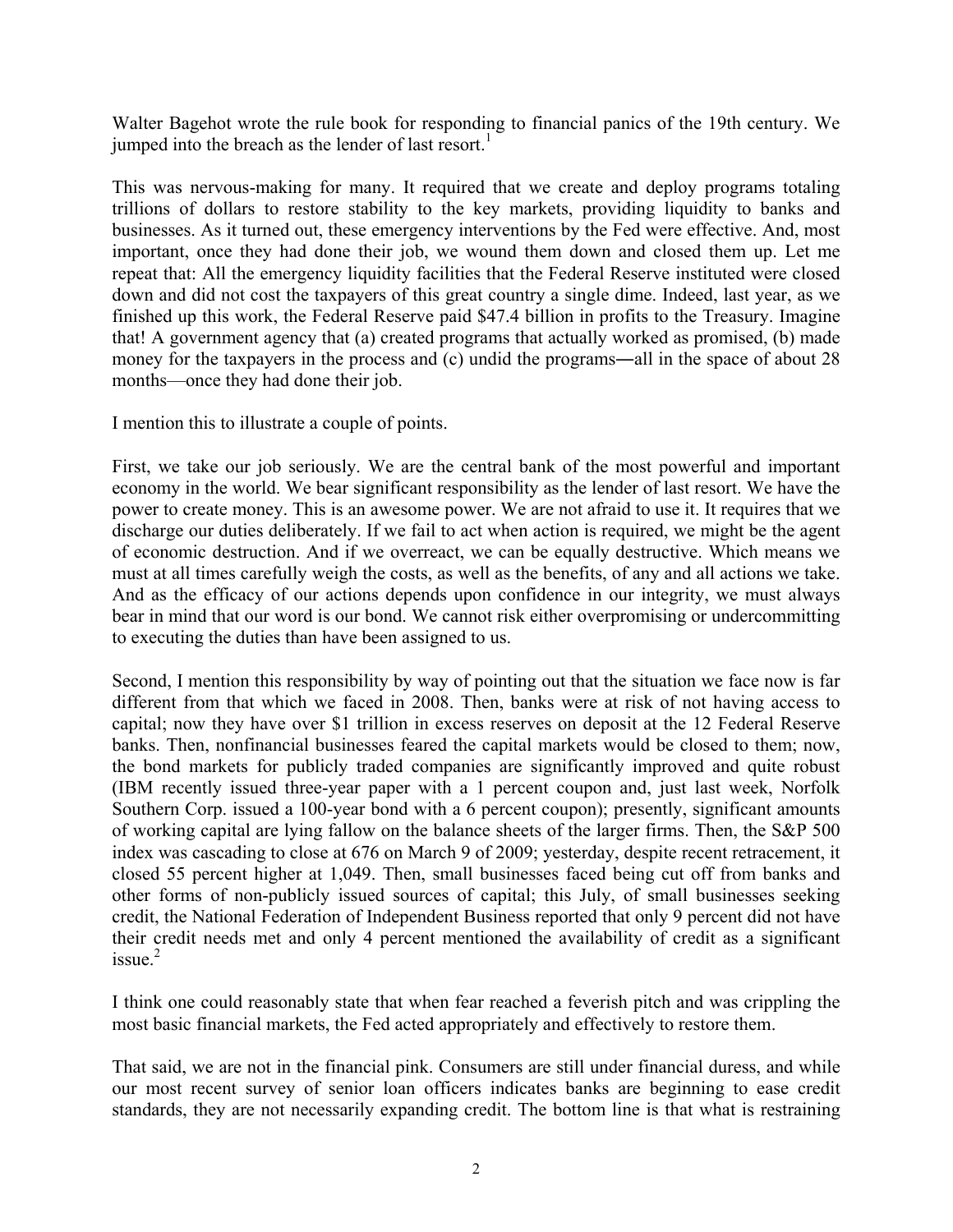Walter Bagehot wrote the rule book for responding to financial panics of the 19th century. We jumped into the breach as the lender of last resort.[1]

This was nervous-making for many. It required that we create and deploy programs totaling trillions of dollars to restore stability to the key markets, providing liquidity to banks and businesses. As it turned out, these emergency interventions by the Fed were effective. And, most important, once they had done their job, we wound them down and closed them up. Let me repeat that: All the emergency liquidity facilities that the Federal Reserve instituted were closed down and did not cost the taxpayers of this great country a single dime. Indeed, last year, as we finished up this work, the Federal Reserve paid $47.4 billion in profits to the Treasury. Imagine that! A government agency that (a) created programs that actually worked as promised, (b) made money for the taxpayers in the process and (c) undid the programs―all in the space of about 28 months—once they had done their job.

I mention this to illustrate a couple of points.

First, we take our job seriously. We are the central bank of the most powerful and important economy in the world. We bear significant responsibility as the lender of last resort. We have the power to create money. This is an awesome power. We are not afraid to use it. It requires that we discharge our duties deliberately. If we fail to act when action is required, we might be the agent of economic destruction. And if we overreact, we can be equally destructive. Which means we must at all times carefully weigh the costs, as well as the benefits, of any and all actions we take. And as the efficacy of our actions depends upon confidence in our integrity, we must always bear in mind that our word is our bond. We cannot risk either overpromising or undercommitting to executing the duties than have been assigned to us.

Second, I mention this responsibility by way of pointing out that the situation we face now is far different from that which we faced in 2008. Then, banks were at risk of not having access to capital; now they have over $1 trillion in excess reserves on deposit at the 12 Federal Reserve banks. Then, nonfinancial businesses feared the capital markets would be closed to them; now, the bond markets for publicly traded companies are significantly improved and quite robust (IBM recently issued three-year paper with a 1 percent coupon and, just last week, Norfolk Southern Corp. issued a 100-year bond with a 6 percent coupon); presently, significant amounts of working capital are lying fallow on the balance sheets of the larger firms. Then, the S&P 500 index was cascading to close at 676 on March 9 of 2009; yesterday, despite recent retracement, it closed 55 percent higher at 1,049. Then, small businesses faced being cut off from banks and other forms of non-publicly issued sources of capital; this July, of small businesses seeking credit, the National Federation of Independent Business reported that only 9 percent did not have their credit needs met and only 4 percent mentioned the availability of credit as a significant issue.[2]

I think one could reasonably state that when fear reached a feverish pitch and was crippling the most basic financial markets, the Fed acted appropriately and effectively to restore them.

That said, we are not in the financial pink. Consumers are still under financial duress, and while our most recent survey of senior loan officers indicates banks are beginning to ease credit standards, they are not necessarily expanding credit. The bottom line is that what is restraining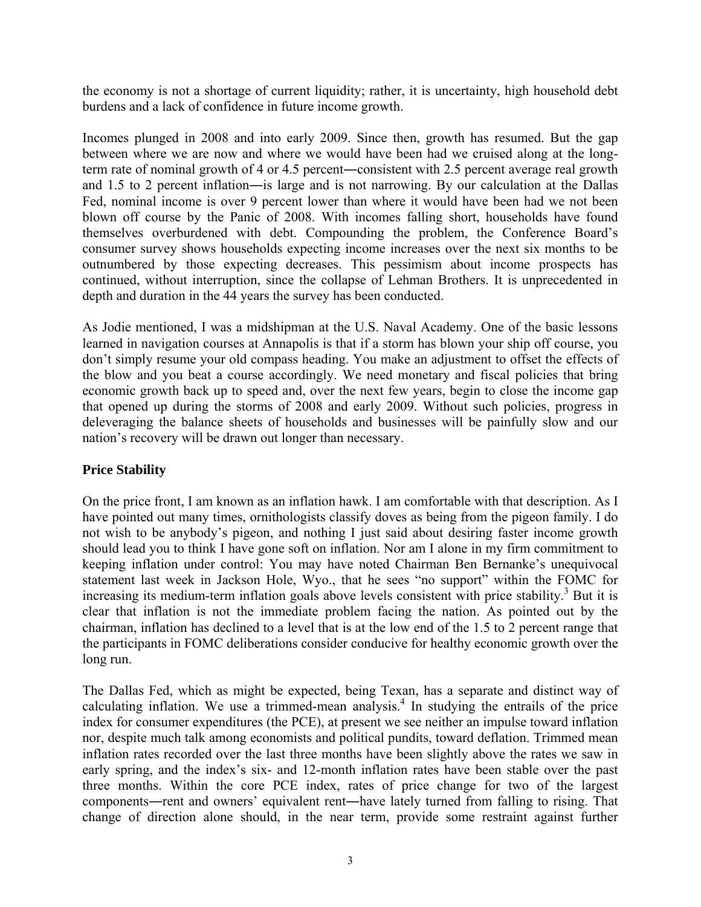the economy is not a shortage of current liquidity; rather, it is uncertainty, high household debt burdens and a lack of confidence in future income growth.

Incomes plunged in 2008 and into early 2009. Since then, growth has resumed. But the gap between where we are now and where we would have been had we cruised along at the long-term rate of nominal growth of 4 or 4.5 percent―consistent with 2.5 percent average real growth and 1.5 to 2 percent inflation―is large and is not narrowing. By our calculation at the Dallas Fed, nominal income is over 9 percent lower than where it would have been had we not been blown off course by the Panic of 2008. With incomes falling short, households have found themselves overburdened with debt. Compounding the problem, the Conference Board's consumer survey shows households expecting income increases over the next six months to be outnumbered by those expecting decreases. This pessimism about income prospects has continued, without interruption, since the collapse of Lehman Brothers. It is unprecedented in depth and duration in the 44 years the survey has been conducted.

As Jodie mentioned, I was a midshipman at the U.S. Naval Academy. One of the basic lessons learned in navigation courses at Annapolis is that if a storm has blown your ship off course, you don't simply resume your old compass heading. You make an adjustment to offset the effects of the blow and you beat a course accordingly. We need monetary and fiscal policies that bring economic growth back up to speed and, over the next few years, begin to close the income gap that opened up during the storms of 2008 and early 2009. Without such policies, progress in deleveraging the balance sheets of households and businesses will be painfully slow and our nation's recovery will be drawn out longer than necessary.

**Price Stability**

On the price front, I am known as an inflation hawk. I am comfortable with that description. As I have pointed out many times, ornithologists classify doves as being from the pigeon family. I do not wish to be anybody's pigeon, and nothing I just said about desiring faster income growth should lead you to think I have gone soft on inflation. Nor am I alone in my firm commitment to keeping inflation under control: You may have noted Chairman Ben Bernanke's unequivocal statement last week in Jackson Hole, Wyo., that he sees "no support" within the FOMC for increasing its medium-term inflation goals above levels consistent with price stability.[3] But it is clear that inflation is not the immediate problem facing the nation. As pointed out by the chairman, inflation has declined to a level that is at the low end of the 1.5 to 2 percent range that the participants in FOMC deliberations consider conducive for healthy economic growth over the long run.

The Dallas Fed, which as might be expected, being Texan, has a separate and distinct way of calculating inflation. We use a trimmed-mean analysis.[4] In studying the entrails of the price index for consumer expenditures (the PCE), at present we see neither an impulse toward inflation nor, despite much talk among economists and political pundits, toward deflation. Trimmed mean inflation rates recorded over the last three months have been slightly above the rates we saw in early spring, and the index's six- and 12-month inflation rates have been stable over the past three months. Within the core PCE index, rates of price change for two of the largest components―rent and owners' equivalent rent―have lately turned from falling to rising. That change of direction alone should, in the near term, provide some restraint against further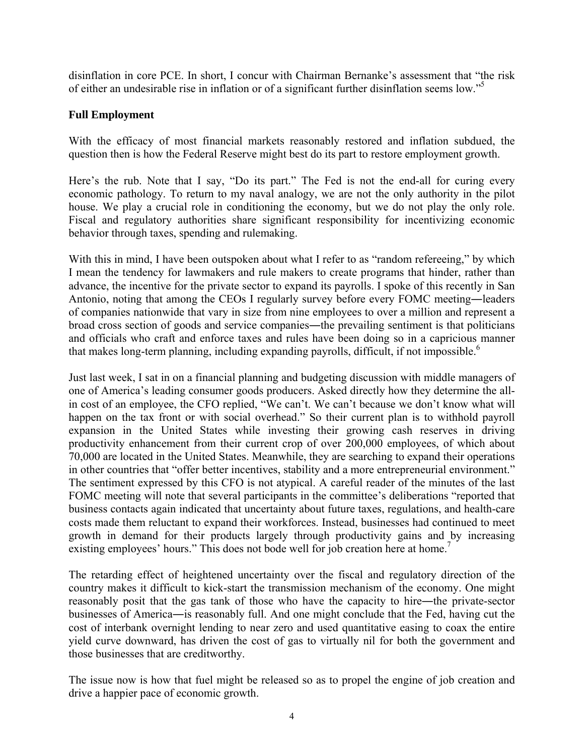disinflation in core PCE. In short, I concur with Chairman Bernanke's assessment that "the risk of either an undesirable rise in inflation or of a significant further disinflation seems low."[5]

## Full Employment

With the efficacy of most financial markets reasonably restored and inflation subdued, the question then is how the Federal Reserve might best do its part to restore employment growth.

Here's the rub. Note that I say, "Do its part." The Fed is not the end-all for curing every economic pathology. To return to my naval analogy, we are not the only authority in the pilot house. We play a crucial role in conditioning the economy, but we do not play the only role. Fiscal and regulatory authorities share significant responsibility for incentivizing economic behavior through taxes, spending and rulemaking.

With this in mind, I have been outspoken about what I refer to as "random refereeing," by which I mean the tendency for lawmakers and rule makers to create programs that hinder, rather than advance, the incentive for the private sector to expand its payrolls. I spoke of this recently in San Antonio, noting that among the CEOs I regularly survey before every FOMC meeting―leaders of companies nationwide that vary in size from nine employees to over a million and represent a broad cross section of goods and service companies―the prevailing sentiment is that politicians and officials who craft and enforce taxes and rules have been doing so in a capricious manner that makes long-term planning, including expanding payrolls, difficult, if not impossible.[6]

Just last week, I sat in on a financial planning and budgeting discussion with middle managers of one of America's leading consumer goods producers. Asked directly how they determine the all-in cost of an employee, the CFO replied, "We can't. We can't because we don't know what will happen on the tax front or with social overhead." So their current plan is to withhold payroll expansion in the United States while investing their growing cash reserves in driving productivity enhancement from their current crop of over 200,000 employees, of which about 70,000 are located in the United States. Meanwhile, they are searching to expand their operations in other countries that "offer better incentives, stability and a more entrepreneurial environment." The sentiment expressed by this CFO is not atypical. A careful reader of the minutes of the last FOMC meeting will note that several participants in the committee's deliberations "reported that business contacts again indicated that uncertainty about future taxes, regulations, and health-care costs made them reluctant to expand their workforces. Instead, businesses had continued to meet growth in demand for their products largely through productivity gains and by increasing existing employees' hours." This does not bode well for job creation here at home.[7]

The retarding effect of heightened uncertainty over the fiscal and regulatory direction of the country makes it difficult to kick-start the transmission mechanism of the economy. One might reasonably posit that the gas tank of those who have the capacity to hire―the private-sector businesses of America―is reasonably full. And one might conclude that the Fed, having cut the cost of interbank overnight lending to near zero and used quantitative easing to coax the entire yield curve downward, has driven the cost of gas to virtually nil for both the government and those businesses that are creditworthy.

The issue now is how that fuel might be released so as to propel the engine of job creation and drive a happier pace of economic growth.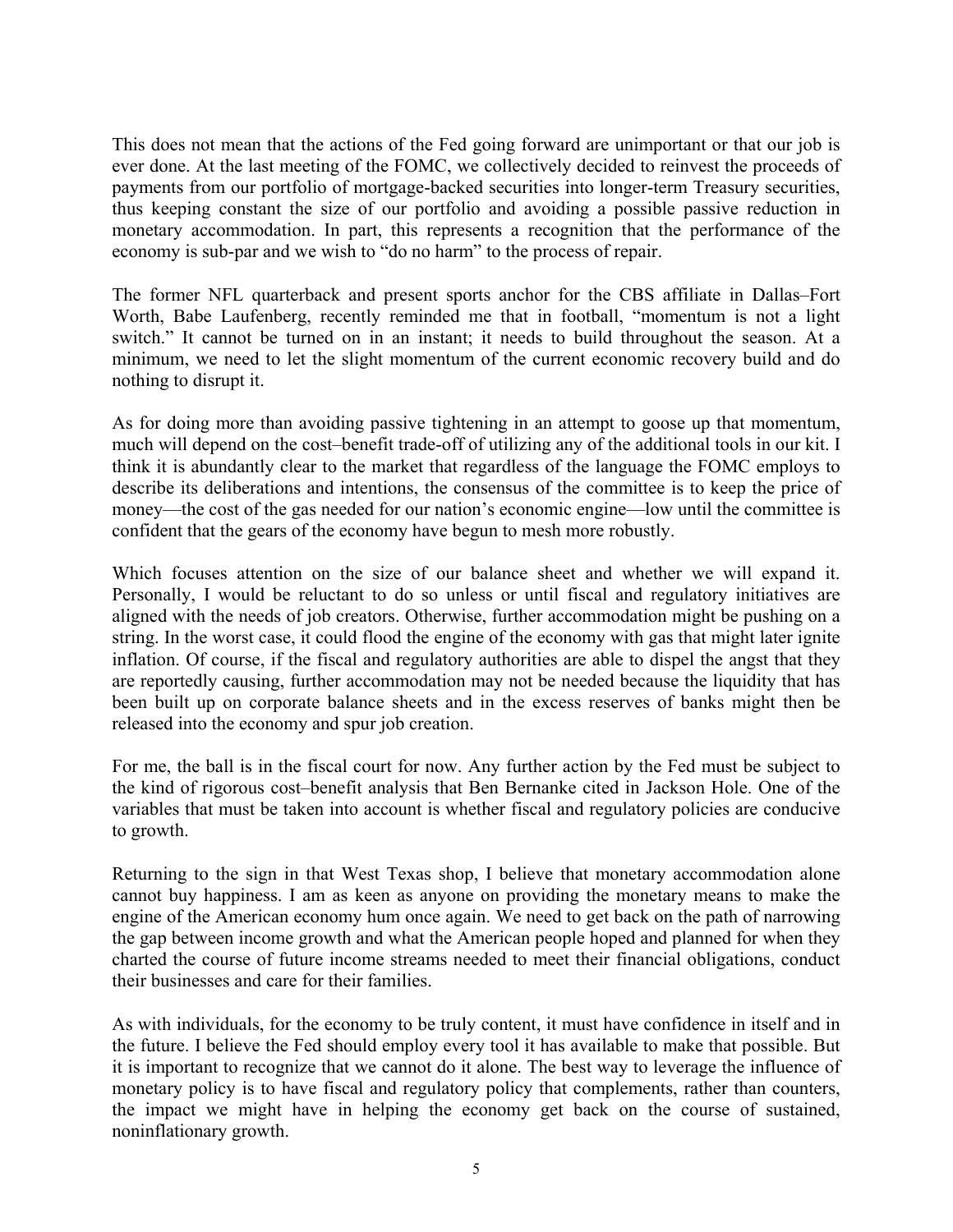This does not mean that the actions of the Fed going forward are unimportant or that our job is ever done. At the last meeting of the FOMC, we collectively decided to reinvest the proceeds of payments from our portfolio of mortgage-backed securities into longer-term Treasury securities, thus keeping constant the size of our portfolio and avoiding a possible passive reduction in monetary accommodation. In part, this represents a recognition that the performance of the economy is sub-par and we wish to "do no harm" to the process of repair.

The former NFL quarterback and present sports anchor for the CBS affiliate in Dallas–Fort Worth, Babe Laufenberg, recently reminded me that in football, "momentum is not a light switch." It cannot be turned on in an instant; it needs to build throughout the season. At a minimum, we need to let the slight momentum of the current economic recovery build and do nothing to disrupt it.

As for doing more than avoiding passive tightening in an attempt to goose up that momentum, much will depend on the cost–benefit trade-off of utilizing any of the additional tools in our kit. I think it is abundantly clear to the market that regardless of the language the FOMC employs to describe its deliberations and intentions, the consensus of the committee is to keep the price of money—the cost of the gas needed for our nation's economic engine—low until the committee is confident that the gears of the economy have begun to mesh more robustly.

Which focuses attention on the size of our balance sheet and whether we will expand it. Personally, I would be reluctant to do so unless or until fiscal and regulatory initiatives are aligned with the needs of job creators. Otherwise, further accommodation might be pushing on a string. In the worst case, it could flood the engine of the economy with gas that might later ignite inflation. Of course, if the fiscal and regulatory authorities are able to dispel the angst that they are reportedly causing, further accommodation may not be needed because the liquidity that has been built up on corporate balance sheets and in the excess reserves of banks might then be released into the economy and spur job creation.

For me, the ball is in the fiscal court for now. Any further action by the Fed must be subject to the kind of rigorous cost–benefit analysis that Ben Bernanke cited in Jackson Hole. One of the variables that must be taken into account is whether fiscal and regulatory policies are conducive to growth.

Returning to the sign in that West Texas shop, I believe that monetary accommodation alone cannot buy happiness. I am as keen as anyone on providing the monetary means to make the engine of the American economy hum once again. We need to get back on the path of narrowing the gap between income growth and what the American people hoped and planned for when they charted the course of future income streams needed to meet their financial obligations, conduct their businesses and care for their families.

As with individuals, for the economy to be truly content, it must have confidence in itself and in the future. I believe the Fed should employ every tool it has available to make that possible. But it is important to recognize that we cannot do it alone. The best way to leverage the influence of monetary policy is to have fiscal and regulatory policy that complements, rather than counters, the impact we might have in helping the economy get back on the course of sustained, noninflationary growth.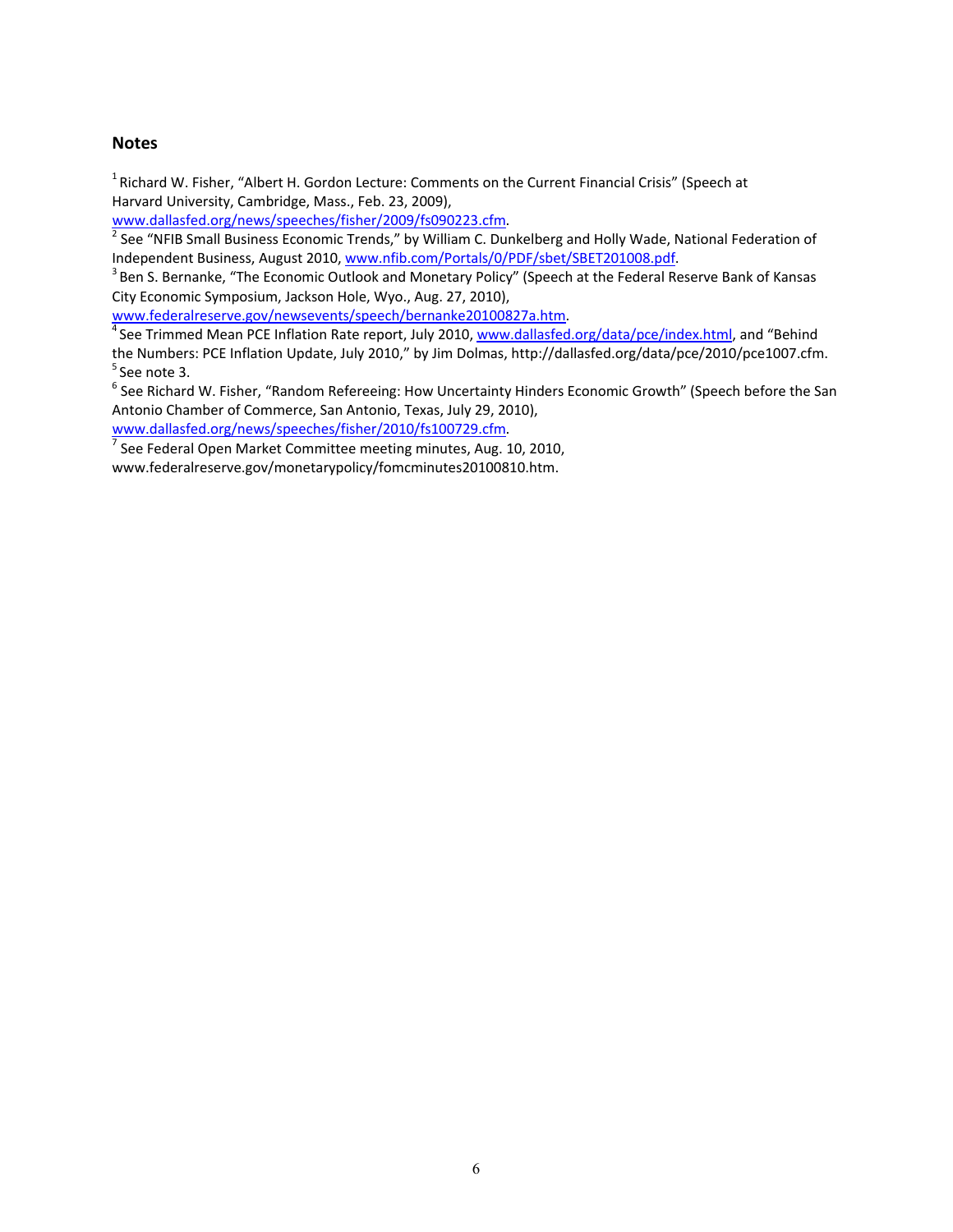## Notes

[1] Richard W. Fisher, "Albert H. Gordon Lecture: Comments on the Current Financial Crisis" (Speech at Harvard University, Cambridge, Mass., Feb. 23, 2009), www.dallasfed.org/news/speeches/fisher/2009/fs090223.cfm.

[2] See "NFIB Small Business Economic Trends," by William C. Dunkelberg and Holly Wade, National Federation of Independent Business, August 2010, www.nfib.com/Portals/0/PDF/sbet/SBET201008.pdf.

[3] Ben S. Bernanke, "The Economic Outlook and Monetary Policy" (Speech at the Federal Reserve Bank of Kansas City Economic Symposium, Jackson Hole, Wyo., Aug. 27, 2010), www.federalreserve.gov/newsevents/speech/bernanke20100827a.htm.

[4] See Trimmed Mean PCE Inflation Rate report, July 2010, www.dallasfed.org/data/pce/index.html, and "Behind the Numbers: PCE Inflation Update, July 2010," by Jim Dolmas, http://dallasfed.org/data/pce/2010/pce1007.cfm.

[5] See note 3.

[6] See Richard W. Fisher, "Random Refereeing: How Uncertainty Hinders Economic Growth" (Speech before the San Antonio Chamber of Commerce, San Antonio, Texas, July 29, 2010), www.dallasfed.org/news/speeches/fisher/2010/fs100729.cfm.

[7] See Federal Open Market Committee meeting minutes, Aug. 10, 2010, www.federalreserve.gov/monetarypolicy/fomcminutes20100810.htm.